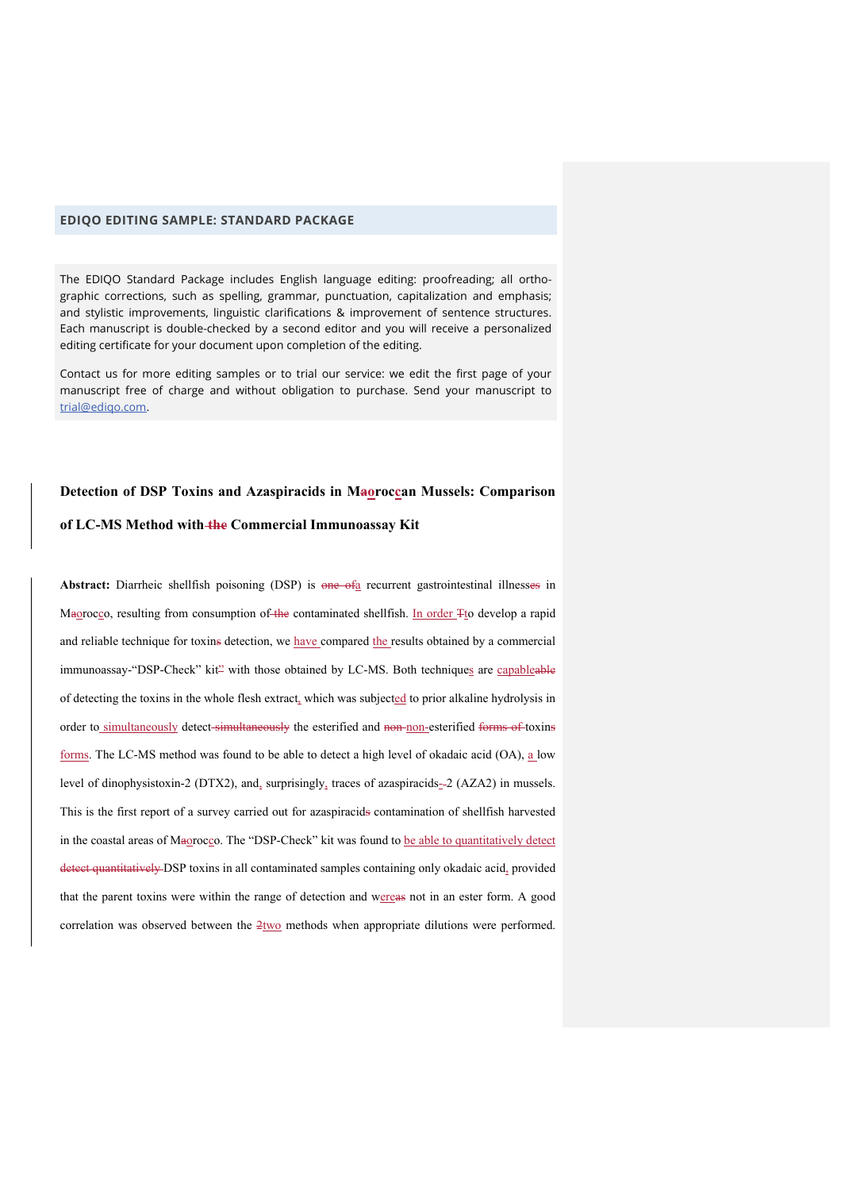**EDIQO EDITING SAMPLE: STANDARD PACKAGE**

The EDIQO Standard Package includes English language editing: proofreading; all orthographic corrections, such as spelling, grammar, punctuation, capitalization and emphasis; and stylistic improvements, linguistic clarifications & improvement of sentence structures. Each manuscript is double-checked by a second editor and you will receive a personalized editing certificate for your document upon completion of the editing.

Contact us for more editing samples or to trial our service: we edit the first page of your manuscript free of charge and without obligation to purchase. Send your manuscript to trial@ediqo.com.

# Detection of DSP Toxins and Azaspiracids in M~~a~~oroccan Mussels: Comparison of LC-MS Method with~~ the~~ Commercial Immunoassay Kit

**Abstract:** Diarrheic shellfish poisoning (DSP) is ~~one of~~a recurrent gastrointestinal illness~~es~~ in M~~a~~orocco, resulting from consumption of~~ the~~ contaminated shellfish. In order ~~T~~to develop a rapid and reliable technique for toxin~~s~~ detection, we have compared the results obtained by a commercial immunoassay-"DSP-Check" kit" with those obtained by LC-MS. Both techniques are capable~~able~~ of detecting the toxins in the whole flesh extract, which was subjected to prior alkaline hydrolysis in order to simultaneously detect~~ simultaneously~~ the esterified and ~~non~~ non-esterified ~~forms of~~ toxin~~s~~ forms. The LC-MS method was found to be able to detect a high level of okadaic acid (OA), a low level of dinophysistoxin-2 (DTX2), and, surprisingly, traces of azaspiracids~~-~~-2 (AZA2) in mussels. This is the first report of a survey carried out for azaspiracid~~s~~ contamination of shellfish harvested in the coastal areas of M~~a~~orocco. The "DSP-Check" kit was found to be able to quantitatively detect ~~detect quantitatively~~ DSP toxins in all contaminated samples containing only okadaic acid, provided that the parent toxins were within the range of detection and were~~as~~ not in an ester form. A good correlation was observed between the ~~2~~two methods when appropriate dilutions were performed.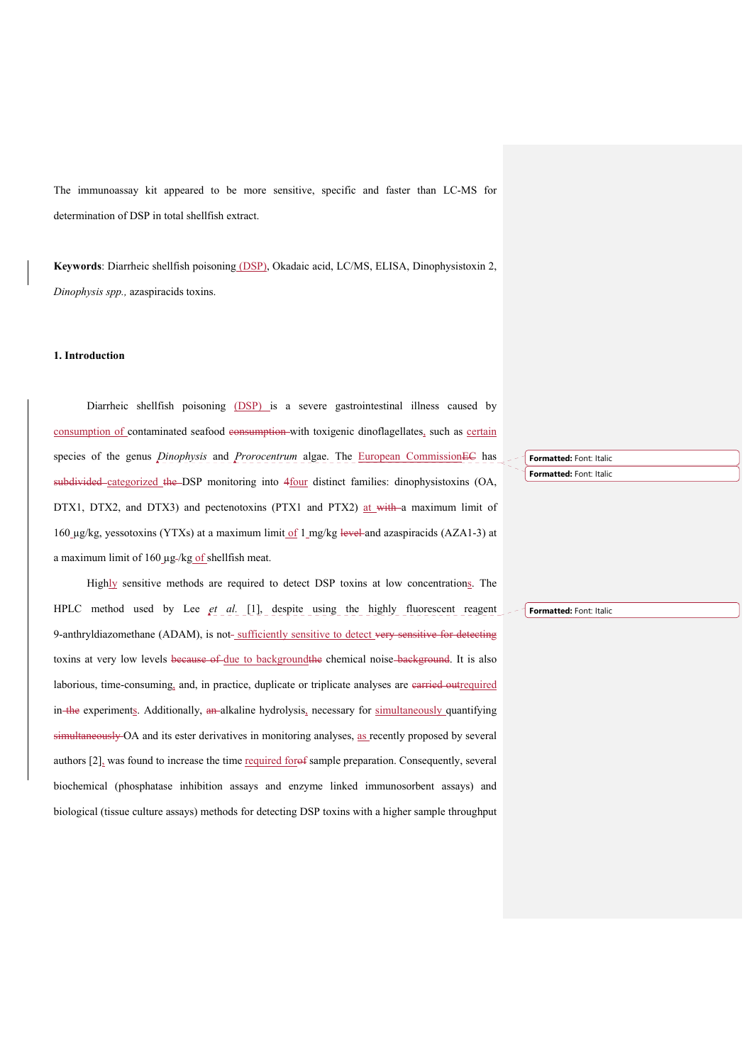The immunoassay kit appeared to be more sensitive, specific and faster than LC-MS for determination of DSP in total shellfish extract.

**Keywords**: Diarrheic shellfish poisoning (DSP), Okadaic acid, LC/MS, ELISA, Dinophysistoxin 2, *Dinophysis spp.,* azaspiracids toxins.

## 1. Introduction

Diarrheic shellfish poisoning (DSP) is a severe gastrointestinal illness caused by consumption of contaminated seafood with toxigenic dinoflagellates, such as certain species of the genus *Dinophysis* and *Prorocentrum* algae. The European Commission has categorized DSP monitoring into four distinct families: dinophysistoxins (OA, DTX1, DTX2, and DTX3) and pectenotoxins (PTX1 and PTX2) at a maximum limit of 160 µg/kg, yessotoxins (YTXs) at a maximum limit of 1 mg/kg and azaspiracids (AZA1-3) at a maximum limit of 160 µg/kg of shellfish meat.

Highly sensitive methods are required to detect DSP toxins at low concentrations. The HPLC method used by Lee *et al.* [1], despite using the highly fluorescent reagent 9-anthryldiazomethane (ADAM), is not sufficiently sensitive to detect toxins at very low levels due to background chemical noise. It is also laborious, time-consuming, and, in practice, duplicate or triplicate analyses are required in experiments. Additionally, alkaline hydrolysis, necessary for simultaneously quantifying OA and its ester derivatives in monitoring analyses, as recently proposed by several authors [2], was found to increase the time required for sample preparation. Consequently, several biochemical (phosphatase inhibition assays and enzyme linked immunosorbent assays) and biological (tissue culture assays) methods for detecting DSP toxins with a higher sample throughput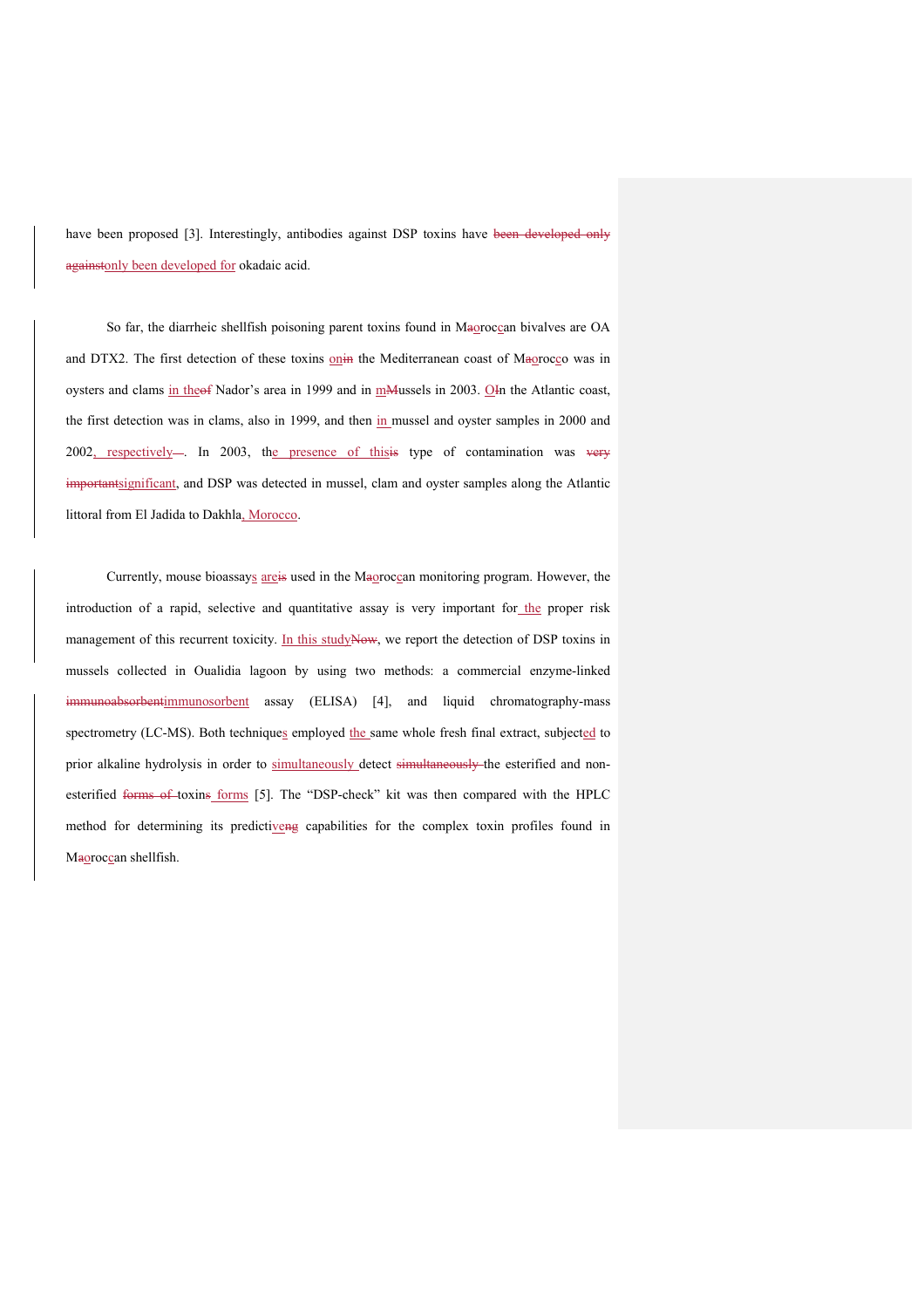have been proposed [3]. Interestingly, antibodies against DSP toxins have ~~been developed only against~~only been developed for okadaic acid.

So far, the diarrheic shellfish poisoning parent toxins found in M~~a~~oroccan bivalves are OA and DTX2. The first detection of these toxins on~~in~~ the Mediterranean coast of M~~a~~orocco was in oysters and clams in the~~of~~ Nador's area in 1999 and in m~~M~~ussels in 2003. O~~I~~n the Atlantic coast, the first detection was in clams, also in 1999, and then in mussel and oyster samples in 2000 and 2002, respectively~~—~~. In 2003, the presence of this~~is~~ type of contamination was ~~very important~~significant, and DSP was detected in mussel, clam and oyster samples along the Atlantic littoral from El Jadida to Dakhla, Morocco.

Currently, mouse bioassays are~~is~~ used in the M~~a~~oroccan monitoring program. However, the introduction of a rapid, selective and quantitative assay is very important for the proper risk management of this recurrent toxicity. In this study~~Now~~, we report the detection of DSP toxins in mussels collected in Oualidia lagoon by using two methods: a commercial enzyme-linked ~~immunoabsorbent~~immunosorbent assay (ELISA) [4], and liquid chromatography-mass spectrometry (LC-MS). Both techniques employed the same whole fresh final extract, subjected to prior alkaline hydrolysis in order to simultaneously detect ~~simultaneously~~ the esterified and non-esterified ~~forms of~~ toxin~~s~~ forms [5]. The "DSP-check" kit was then compared with the HPLC method for determining its predictive~~ng~~ capabilities for the complex toxin profiles found in M~~a~~oroccan shellfish.